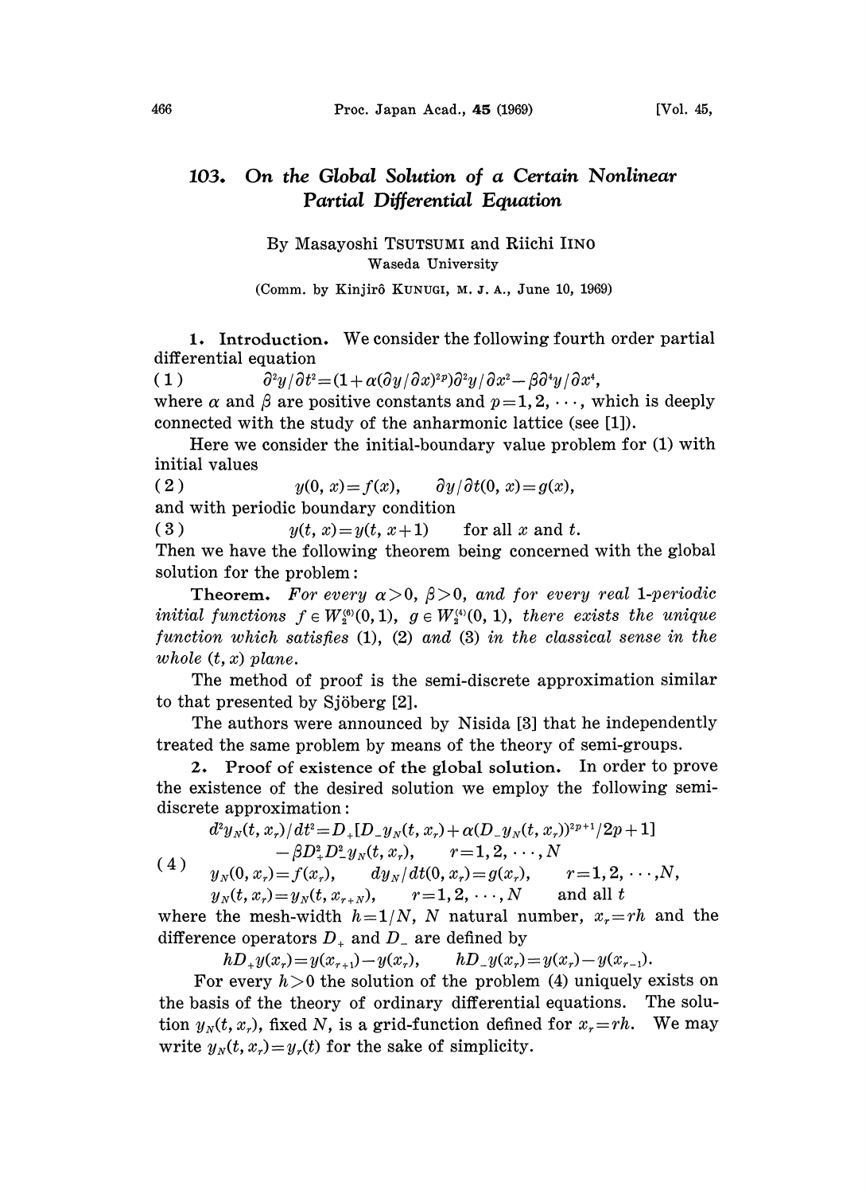# 103. On the Global Solution of a Certain Nonlinear Partial Differential Equation

By Masayoshi TSUTSUMI and Riichi IINO

Waseda University

(Comm. by Kinjirô KUNUGI, M. J. A., June 10, 1969)

**1. Introduction.** We consider the following fourth order partial differential equation

$$(1) \qquad \partial^2 y/\partial t^2 = (1+\alpha(\partial y/\partial x)^{2p})\partial^2 y/\partial x^2 - \beta\partial^4 y/\partial x^4,$$

where $\alpha$ and $\beta$ are positive constants and $p=1, 2, \cdots$, which is deeply connected with the study of the anharmonic lattice (see [1]).

Here we consider the initial-boundary value problem for (1) with initial values

$$(2) \qquad y(0, x) = f(x), \qquad \partial y/\partial t(0, x) = g(x),$$

and with periodic boundary condition

$$(3) \qquad y(t, x) = y(t, x+1) \qquad \text{for all } x \text{ and } t.$$

Then we have the following theorem being concerned with the global solution for the problem:

**Theorem.** *For every $\alpha > 0$, $\beta > 0$, and for every real 1-periodic initial functions $f \in W_2^{(6)}(0, 1)$, $g \in W_2^{(4)}(0, 1)$, there exists the unique function which satisfies (1), (2) and (3) in the classical sense in the whole $(t, x)$ plane.*

The method of proof is the semi-discrete approximation similar to that presented by Sjöberg [2].

The authors were announced by Nisida [3] that he independently treated the same problem by means of the theory of semi-groups.

**2. Proof of existence of the global solution.** In order to prove the existence of the desired solution we employ the following semi-discrete approximation:

$$(4) \qquad \begin{aligned} &d^2 y_N(t, x_r)/dt^2 = D_+[D_- y_N(t, x_r) + \alpha(D_- y_N(t, x_r))^{2p+1}/2p+1] \\ &\qquad\qquad - \beta D_+^2 D_-^2 y_N(t, x_r), \qquad r=1, 2, \cdots, N \\ &y_N(0, x_r) = f(x_r), \qquad dy_N/dt(0, x_r) = g(x_r), \qquad r=1, 2, \cdots, N, \\ &y_N(t, x_r) = y_N(t, x_{r+N}), \qquad r=1, 2, \cdots, N \qquad \text{and all } t \end{aligned}$$

where the mesh-width $h=1/N$, $N$ natural number, $x_r = rh$ and the difference operators $D_+$ and $D_-$ are defined by

$$hD_+ y(x_r) = y(x_{r+1}) - y(x_r), \qquad hD_- y(x_r) = y(x_r) - y(x_{r-1}).$$

For every $h > 0$ the solution of the problem (4) uniquely exists on the basis of the theory of ordinary differential equations. The solution $y_N(t, x_r)$, fixed $N$, is a grid-function defined for $x_r = rh$. We may write $y_N(t, x_r) = y_r(t)$ for the sake of simplicity.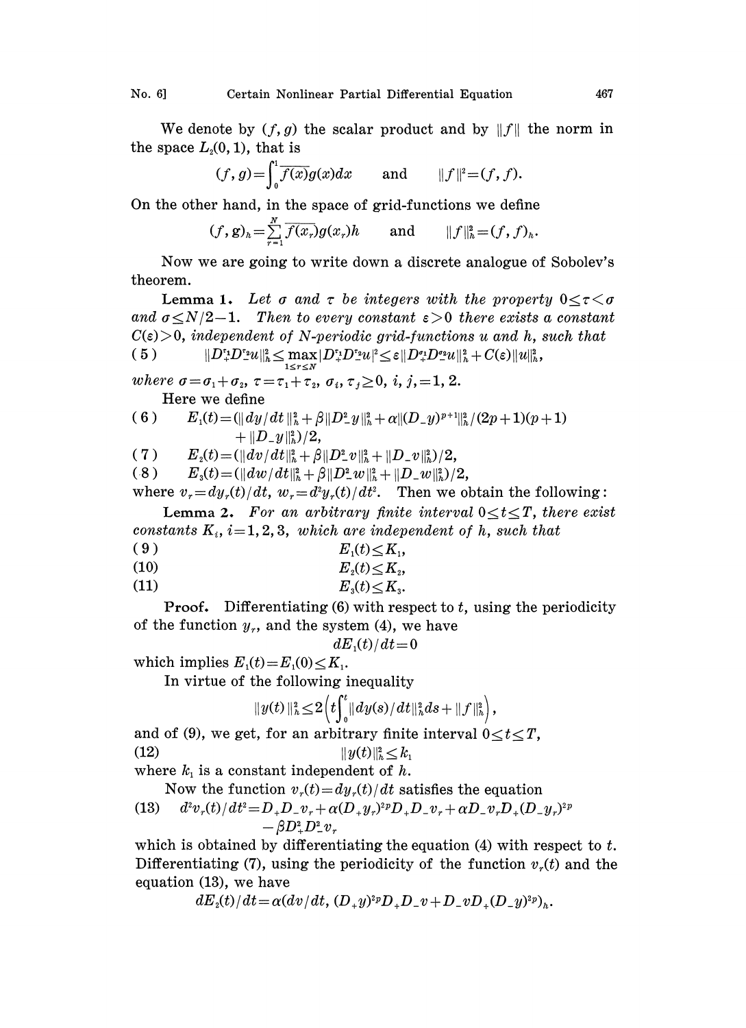We denote by $(f, g)$ the scalar product and by $\|f\|$ the norm in the space $L_2(0, 1)$, that is

$$(f, g)=\int_0^1 \overline{f(x)}g(x)dx \qquad \text{and} \qquad \|f\|^2=(f, f).$$

On the other hand, in the space of grid-functions we define

$$(f, g)_h=\sum_{r=1}^N \overline{f(x_r)}g(x_r)h \qquad \text{and} \qquad \|f\|_h^2=(f, f)_h.$$

Now we are going to write down a discrete analogue of Sobolev's theorem.

**Lemma 1.** *Let $\sigma$ and $\tau$ be integers with the property $0\le\tau<\sigma$ and $\sigma\le N/2-1$. Then to every constant $\varepsilon>0$ there exists a constant $C(\varepsilon)>0$, independent of $N$-periodic grid-functions $u$ and $h$, such that*

$$\|D_+^{\tau_1}D_-^{\tau_2}u\|_h^2\le \max_{1\le r\le N}|D_+^{\tau_1}D_-^{\tau_2}u|^2\le\varepsilon\|D_+^{\sigma_1}D_-^{\sigma_2}u\|_h^2+C(\varepsilon)\|u\|_h^2, \tag{5}$$

*where $\sigma=\sigma_1+\sigma_2$, $\tau=\tau_1+\tau_2$, $\sigma_i, \tau_j\ge 0$, $i, j,=1, 2$.*

Here we define

$$E_1(t)=(\|dy/dt\|_h^2+\beta\|D_-^2y\|_h^2+\alpha\|(D_-y)^{p+1}\|_h^2/(2p+1)(p+1) + \|D_-y\|_h^2)/2, \tag{6}$$

$$E_2(t)=(\|dv/dt\|_h^2+\beta\|D_-^2v\|_h^2+\|D_-v\|_h^2)/2, \tag{7}$$

$$E_3(t)=(\|dw/dt\|_h^2+\beta\|D_-^2w\|_h^2+\|D_-w\|_h^2)/2, \tag{8}$$

where $v_r=dy_r(t)/dt$, $w_r=d^2y_r(t)/dt^2$. Then we obtain the following:

**Lemma 2.** *For an arbitrary finite interval $0\le t\le T$, there exist constants $K_i$, $i=1, 2, 3$, which are independent of $h$, such that*

$$E_1(t)\le K_1, \tag{9}$$

$$E_2(t)\le K_2, \tag{10}$$

$$E_3(t)\le K_3. \tag{11}$$

**Proof.** Differentiating (6) with respect to $t$, using the periodicity of the function $y_r$, and the system (4), we have

$$dE_1(t)/dt=0$$

which implies $E_1(t)=E_1(0)\le K_1$.

In virtue of the following inequality

$$\|y(t)\|_h^2\le 2\left(t\int_0^t\|dy(s)/dt\|_h^2ds+\|f\|_h^2\right),$$

and of (9), we get, for an arbitrary finite interval $0\le t\le T$,

$$\|y(t)\|_h^2\le k_1 \tag{12}$$

where $k_1$ is a constant independent of $h$.

Now the function $v_r(t)=dy_r(t)/dt$ satisfies the equation

$$d^2v_r(t)/dt^2=D_+D_-v_r+\alpha(D_+y_r)^{2p}D_+D_-v_r+\alpha D_-v_rD_+(D_-y_r)^{2p} -\beta D_+^2D_-^2v_r \tag{13}$$

which is obtained by differentiating the equation (4) with respect to $t$. Differentiating (7), using the periodicity of the function $v_r(t)$ and the equation (13), we have

$$dE_2(t)/dt=\alpha(dv/dt, (D_+y)^{2p}D_+D_-v+D_-vD_+(D_-y)^{2p})_h.$$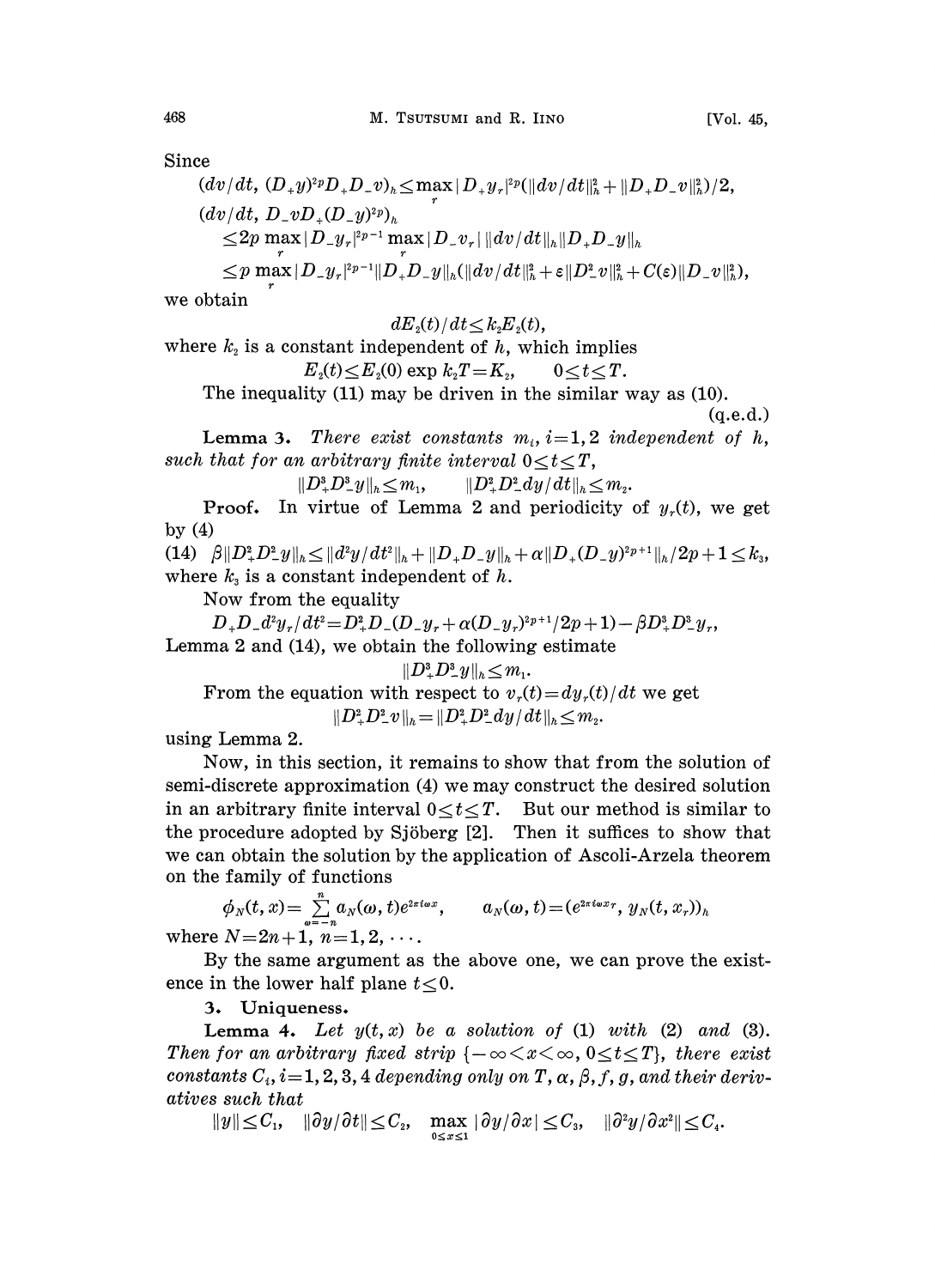Since

$$(dv/dt,\ (D_+y)^{2p}D_+D_-v)_h \leq \max_r |D_+y_r|^{2p}(\|dv/dt\|_h^2 + \|D_+D_-v\|_h^2)/2,$$

$$(dv/dt,\ D_-vD_+(D_-y)^{2p})_h$$
$$\leq 2p \max_r |D_-y_r|^{2p-1} \max_r |D_-v_r|\, \|dv/dt\|_h \|D_+D_-y\|_h$$
$$\leq p \max_r |D_-y_r|^{2p-1} \|D_+D_-y\|_h (\|dv/dt\|_h^2 + \varepsilon \|D_-^2 v\|_h^2 + C(\varepsilon)\|D_-v\|_h^2),$$

we obtain

$$dE_2(t)/dt \leq k_2 E_2(t),$$

where $k_2$ is a constant independent of $h$, which implies

$$E_2(t) \leq E_2(0) \exp k_2 T = K_2, \qquad 0 \leq t \leq T.$$

The inequality (11) may be driven in the similar way as (10).

(q.e.d.)

**Lemma 3.** *There exist constants $m_i$, $i=1,2$ independent of $h$, such that for an arbitrary finite interval $0 \leq t \leq T$,*

$$\|D_+^3 D_-^3 y\|_h \leq m_1, \qquad \|D_+^2 D_-^2 dy/dt\|_h \leq m_2.$$

**Proof.** In virtue of Lemma 2 and periodicity of $y_r(t)$, we get by (4)

(14) $\beta \|D_+^2 D_-^2 y\|_h \leq \|d^2y/dt^2\|_h + \|D_+D_-y\|_h + \alpha \|D_+(D_-y)^{2p+1}\|_h / 2p+1 \leq k_3,$

where $k_3$ is a constant independent of $h$.

Now from the equality

$$D_+D_-d^2y_r/dt^2 = D_+^2 D_-(D_-y_r + \alpha(D_-y_r)^{2p+1}/2p+1) - \beta D_+^3 D_-^3 y_r,$$

Lemma 2 and (14), we obtain the following estimate

$$\|D_+^3 D_-^3 y\|_h \leq m_1.$$

From the equation with respect to $v_r(t) = dy_r(t)/dt$ we get

$$\|D_+^2 D_-^2 v\|_h = \|D_+^2 D_-^2 dy/dt\|_h \leq m_2.$$

using Lemma 2.

Now, in this section, it remains to show that from the solution of semi-discrete approximation (4) we may construct the desired solution in an arbitrary finite interval $0 \leq t \leq T$. But our method is similar to the procedure adopted by Sjöberg [2]. Then it suffices to show that we can obtain the solution by the application of Ascoli-Arzela theorem on the family of functions

$$\phi_N(t,x) = \sum_{\omega=-n}^{n} a_N(\omega,t) e^{2\pi i \omega x}, \qquad a_N(\omega,t) = (e^{2\pi i \omega x_r}, y_N(t,x_r))_h$$

where $N = 2n+1$, $n = 1, 2, \cdots$.

By the same argument as the above one, we can prove the existence in the lower half plane $t \leq 0$.

## 3. Uniqueness.

**Lemma 4.** *Let $y(t,x)$ be a solution of (1) with (2) and (3). Then for an arbitrary fixed strip $\{-\infty < x < \infty,\ 0 \leq t \leq T\}$, there exist constants $C_i$, $i=1,2,3,4$ depending only on $T$, $\alpha$, $\beta$, $f$, $g$, and their derivatives such that*

$$\|y\| \leq C_1, \quad \|\partial y/\partial t\| \leq C_2, \quad \max_{0 \leq x \leq 1} |\partial y/\partial x| \leq C_3, \quad \|\partial^2 y/\partial x^2\| \leq C_4.$$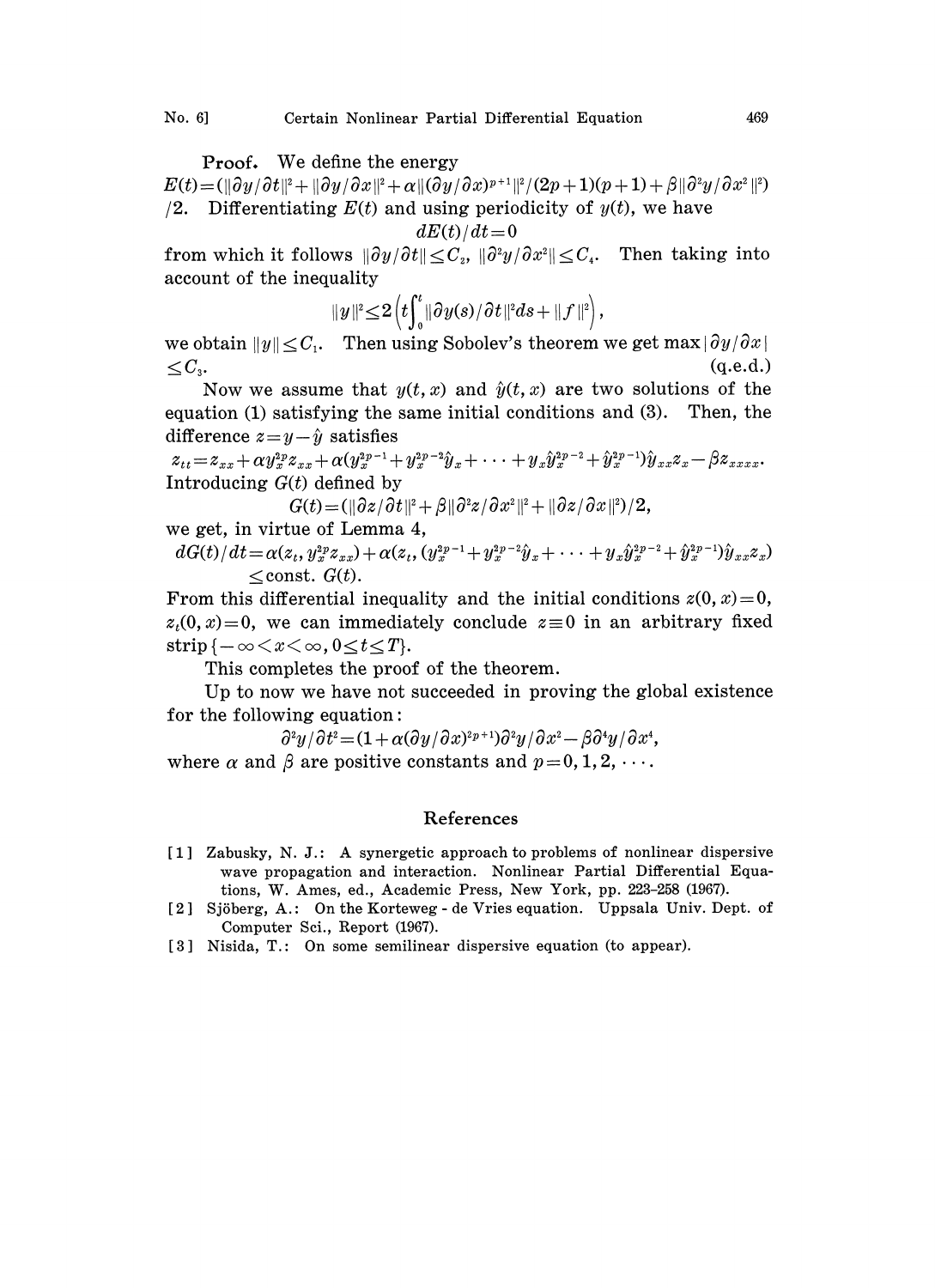**Proof.** We define the energy

$E(t)=(\|\partial y/\partial t\|^2+\|\partial y/\partial x\|^2+\alpha\|(\partial y/\partial x)^{p+1}\|^2/(2p+1)(p+1)+\beta\|\partial^2 y/\partial x^2\|^2)/2$. Differentiating $E(t)$ and using periodicity of $y(t)$, we have

$$dE(t)/dt=0$$

from which it follows $\|\partial y/\partial t\|\le C_2$, $\|\partial^2 y/\partial x^2\|\le C_4$. Then taking into account of the inequality

$$\|y\|^2\le 2\left(t\int_0^t\|\partial y(s)/\partial t\|^2 ds+\|f\|^2\right),$$

we obtain $\|y\|\le C_1$. Then using Sobolev's theorem we get $\max|\partial y/\partial x|\le C_3$. (q.e.d.)

Now we assume that $y(t,x)$ and $\hat{y}(t,x)$ are two solutions of the equation (1) satisfying the same initial conditions and (3). Then, the difference $z=y-\hat{y}$ satisfies

$z_{tt}=z_{xx}+\alpha y_x^{2p}z_{xx}+\alpha(y_x^{2p-1}+y_x^{2p-2}\hat{y}_x+\cdots+y_x\hat{y}_x^{2p-2}+\hat{y}_x^{2p-1})\hat{y}_{xx}z_x-\beta z_{xxxx}$.

Introducing $G(t)$ defined by

$$G(t)=(\|\partial z/\partial t\|^2+\beta\|\partial^2 z/\partial x^2\|^2+\|\partial z/\partial x\|^2)/2,$$

we get, in virtue of Lemma 4,

$$dG(t)/dt=\alpha(z_t, y_x^{2p}z_{xx})+\alpha(z_t,(y_x^{2p-1}+y_x^{2p-2}\hat{y}_x+\cdots+y_x\hat{y}_x^{2p-2}+\hat{y}_x^{2p-1})\hat{y}_{xx}z_x)$$
$$\le \text{const. } G(t).$$

From this differential inequality and the initial conditions $z(0,x)=0$, $z_t(0,x)=0$, we can immediately conclude $z\equiv 0$ in an arbitrary fixed strip $\{-\infty<x<\infty, 0\le t\le T\}$.

This completes the proof of the theorem.

Up to now we have not succeeded in proving the global existence for the following equation:

$$\partial^2 y/\partial t^2=(1+\alpha(\partial y/\partial x)^{2p+1})\partial^2 y/\partial x^2-\beta\partial^4 y/\partial x^4,$$

where $\alpha$ and $\beta$ are positive constants and $p=0,1,2,\cdots$.

## References

[1] Zabusky, N. J.: A synergetic approach to problems of nonlinear dispersive wave propagation and interaction. Nonlinear Partial Differential Equations, W. Ames, ed., Academic Press, New York, pp. 223–258 (1967).

[2] Sjöberg, A.: On the Korteweg - de Vries equation. Uppsala Univ. Dept. of Computer Sci., Report (1967).

[3] Nisida, T.: On some semilinear dispersive equation (to appear).